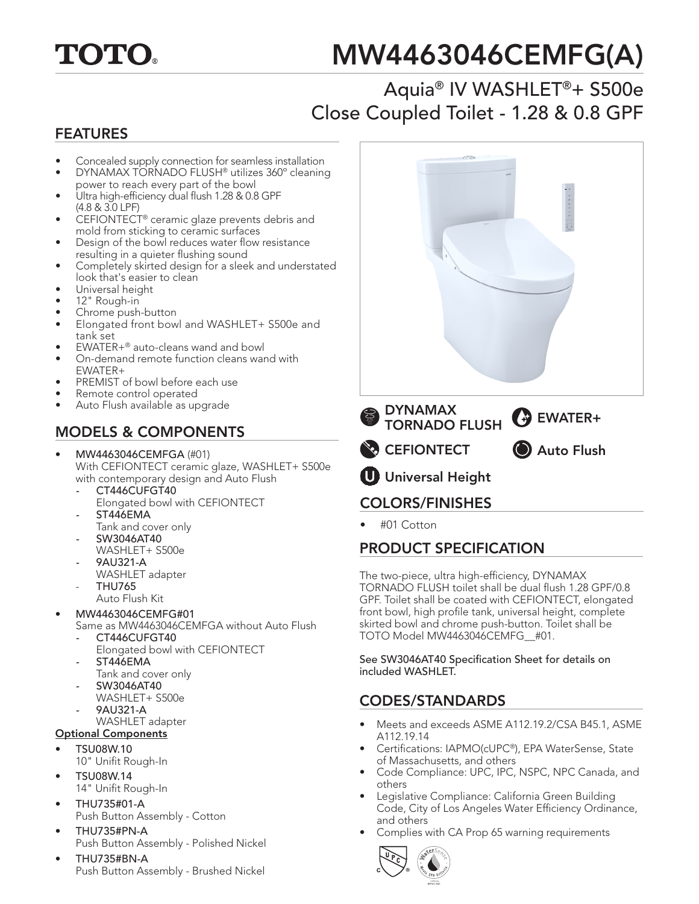TOTO®

# MW4463046CEMFG(A)

## Aquia® IV WASHLET®+ S500e Close Coupled Toilet - 1.28 & 0.8 GPF

## FEATURES

- Concealed supply connection for seamless installation
- DYNAMAX TORNADO FLUSH® utilizes 360° cleaning power to reach every part of the bowl
- Ultra high-efficiency dual flush 1.28 & 0.8 GPF (4.8 & 3.0 LPF)
- CEFIONTECT® ceramic glaze prevents debris and mold from sticking to ceramic surfaces
- Design of the bowl reduces water flow resistance resulting in a quieter flushing sound
- Completely skirted design for a sleek and understated look that's easier to clean
- Universal height
- 12" Rough-in
- Chrome push-button
- Elongated front bowl and WASHLET+ S500e and tank set
- EWATER+® auto-cleans wand and bowl
- On-demand remote function cleans wand with EWATER+
- PREMIST of bowl before each use
- Remote control operated
- Auto Flush available as upgrade

DYNAMAX TORNADO FLUSH

EWATER+

CEFIONTECT

Auto Flush

Universal Height

## MODELS & COMPONENTS

- **MW4463046CEMFGA** (#01)
  With CEFIONTECT ceramic glaze, WASHLET+ S500e with contemporary design and Auto Flush
  - **CT446CUFGT40**
    Elongated bowl with CEFIONTECT
  - **ST446EMA**
    Tank and cover only
  - **SW3046AT40**
    WASHLET+ S500e
  - **9AU321-A**
    WASHLET adapter
  - **THU765**
    Auto Flush Kit
- **MW4463046CEMFG#01**
  Same as MW4463046CEMFGA without Auto Flush
  - **CT446CUFGT40**
    Elongated bowl with CEFIONTECT
  - **ST446EMA**
    Tank and cover only
  - **SW3046AT40**
    WASHLET+ S500e
  - **9AU321-A**
    WASHLET adapter

**Optional Components**

- **TSU08W.10**
  10" Unifit Rough-In
- **TSU08W.14**
  14" Unifit Rough-In
- **THU735#01-A**
  Push Button Assembly - Cotton
- **THU735#PN-A**
  Push Button Assembly - Polished Nickel
- **THU735#BN-A**
  Push Button Assembly - Brushed Nickel

## COLORS/FINISHES

- #01 Cotton

## PRODUCT SPECIFICATION

The two-piece, ultra high-efficiency, DYNAMAX TORNADO FLUSH toilet shall be dual flush 1.28 GPF/0.8 GPF. Toilet shall be coated with CEFIONTECT, elongated front bowl, high profile tank, universal height, complete skirted bowl and chrome push-button. Toilet shall be TOTO Model MW4463046CEMFG__#01.

See SW3046AT40 Specification Sheet for details on included WASHLET.

## CODES/STANDARDS

- Meets and exceeds ASME A112.19.2/CSA B45.1, ASME A112.19.14
- Certifications: IAPMO(cUPC®), EPA WaterSense, State of Massachusetts, and others
- Code Compliance: UPC, IPC, NSPC, NPC Canada, and others
- Legislative Compliance: California Green Building Code, City of Los Angeles Water Efficiency Ordinance, and others
- Complies with CA Prop 65 warning requirements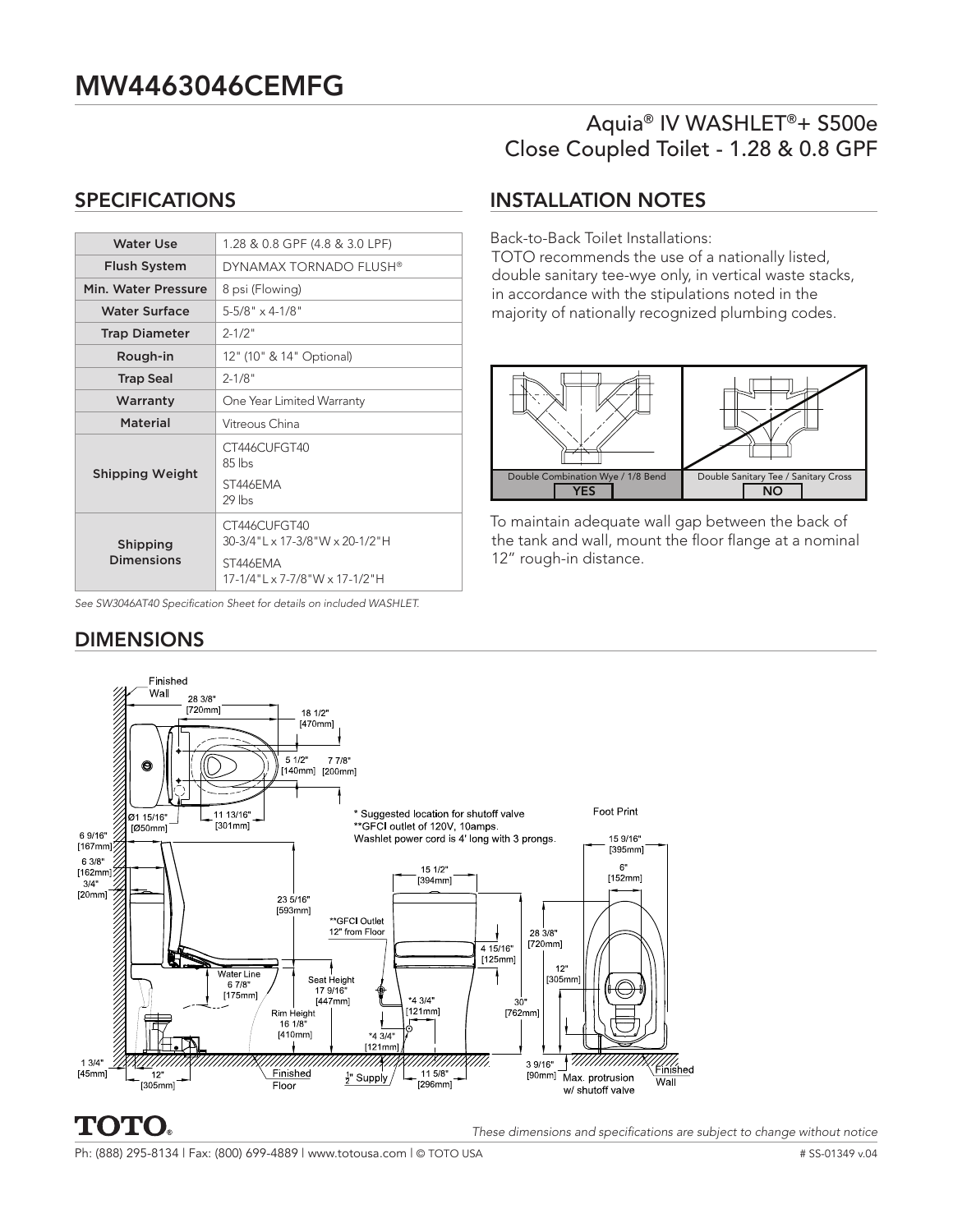# MW4463046CEMFG

## Aquia® IV WASHLET®+ S500e Close Coupled Toilet - 1.28 & 0.8 GPF

## SPECIFICATIONS

| | |
|---|---|
| Water Use | 1.28 & 0.8 GPF (4.8 & 3.0 LPF) |
| Flush System | DYNAMAX TORNADO FLUSH® |
| Min. Water Pressure | 8 psi (Flowing) |
| Water Surface | 5-5/8" x 4-1/8" |
| Trap Diameter | 2-1/2" |
| Rough-in | 12" (10" & 14" Optional) |
| Trap Seal | 2-1/8" |
| Warranty | One Year Limited Warranty |
| Material | Vitreous China |
| Shipping Weight | CT446CUFGT40 85 lbs<br>ST446EMA 29 lbs |
| Shipping Dimensions | CT446CUFGT40 30-3/4"L x 17-3/8"W x 20-1/2"H<br>ST446EMA 17-1/4"L x 7-7/8"W x 17-1/2"H |

*See SW3046AT40 Specification Sheet for details on included WASHLET.*

## INSTALLATION NOTES

Back-to-Back Toilet Installations:
TOTO recommends the use of a nationally listed, double sanitary tee-wye only, in vertical waste stacks, in accordance with the stipulations noted in the majority of nationally recognized plumbing codes.

Double Combination Wye / 1/8 Bend
YES

Double Sanitary Tee / Sanitary Cross
NO

To maintain adequate wall gap between the back of the tank and wall, mount the floor flange at a nominal 12" rough-in distance.

## DIMENSIONS

Finished Wall
28 3/8" [720mm]
18 1/2" [470mm]
5 1/2" [140mm]
7 7/8" [200mm]
Ø1 15/16" [Ø50mm]
11 13/16" [301mm]
6 9/16" [167mm]
6 3/8" [162mm]
3/4" [20mm]
23 5/16" [593mm]
Water Line 6 7/8" [175mm]
Rim Height 16 1/8" [410mm]
1 3/4" [45mm]
12" [305mm]
Finished Floor

\* Suggested location for shutoff valve
\*\*GFCI outlet of 120V, 10amps.
Washlet power cord is 4' long with 3 prongs.

15 1/2" [394mm]
\*\*GFCI Outlet 12" from Floor
Seat Height 17 9/16" [447mm]
\*4 3/4" [121mm]
\*4 3/4" [121mm]
4 15/16" [125mm]
28 3/8" [720mm]
30" [762mm]
1/2" Supply
11 5/8" [296mm]

Foot Print
15 9/16" [395mm]
6" [152mm]
12" [305mm]
3 9/16" [90mm]
Max. protrusion w/ shutoff valve
Finished Wall

*These dimensions and specifications are subject to change without notice*

TOTO®

Ph: (888) 295-8134 | Fax: (800) 699-4889 | www.totousa.com | © TOTO USA

\# SS-01349 v.04